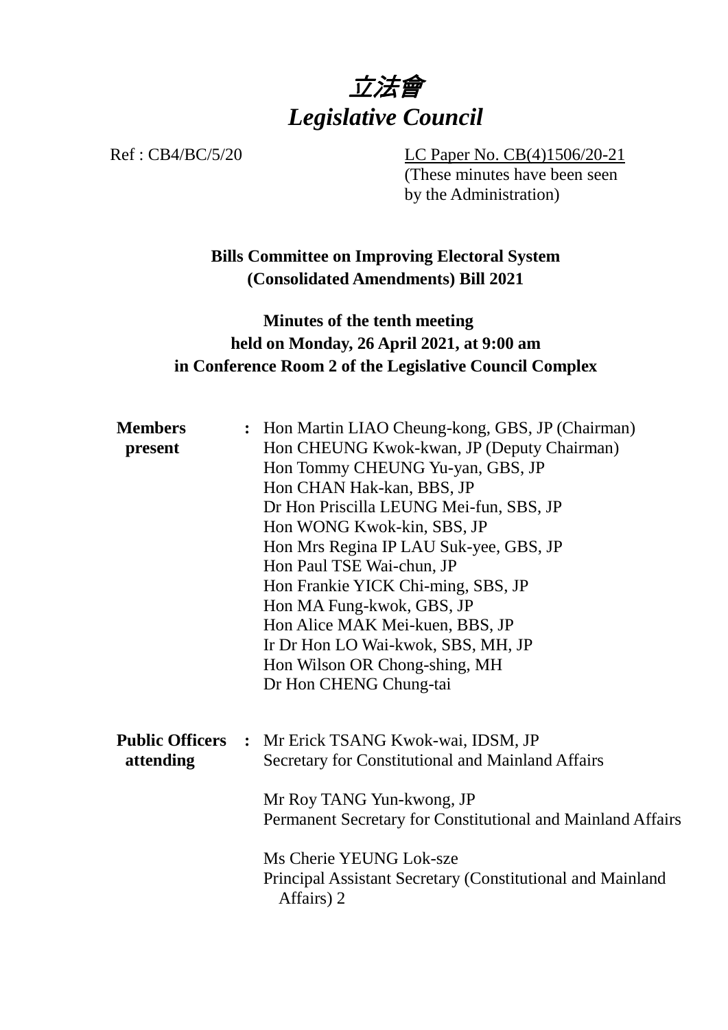# *立法會*
# *Legislative Council*

Ref : CB4/BC/5/20

LC Paper No. CB(4)1506/20-21
(These minutes have been seen by the Administration)

**Bills Committee on Improving Electoral System (Consolidated Amendments) Bill 2021**

**Minutes of the tenth meeting held on Monday, 26 April 2021, at 9:00 am in Conference Room 2 of the Legislative Council Complex**

**Members present** : Hon Martin LIAO Cheung-kong, GBS, JP (Chairman)
Hon CHEUNG Kwok-kwan, JP (Deputy Chairman)
Hon Tommy CHEUNG Yu-yan, GBS, JP
Hon CHAN Hak-kan, BBS, JP
Dr Hon Priscilla LEUNG Mei-fun, SBS, JP
Hon WONG Kwok-kin, SBS, JP
Hon Mrs Regina IP LAU Suk-yee, GBS, JP
Hon Paul TSE Wai-chun, JP
Hon Frankie YICK Chi-ming, SBS, JP
Hon MA Fung-kwok, GBS, JP
Hon Alice MAK Mei-kuen, BBS, JP
Ir Dr Hon LO Wai-kwok, SBS, MH, JP
Hon Wilson OR Chong-shing, MH
Dr Hon CHENG Chung-tai

**Public Officers attending** : Mr Erick TSANG Kwok-wai, IDSM, JP
Secretary for Constitutional and Mainland Affairs

Mr Roy TANG Yun-kwong, JP
Permanent Secretary for Constitutional and Mainland Affairs

Ms Cherie YEUNG Lok-sze
Principal Assistant Secretary (Constitutional and Mainland Affairs) 2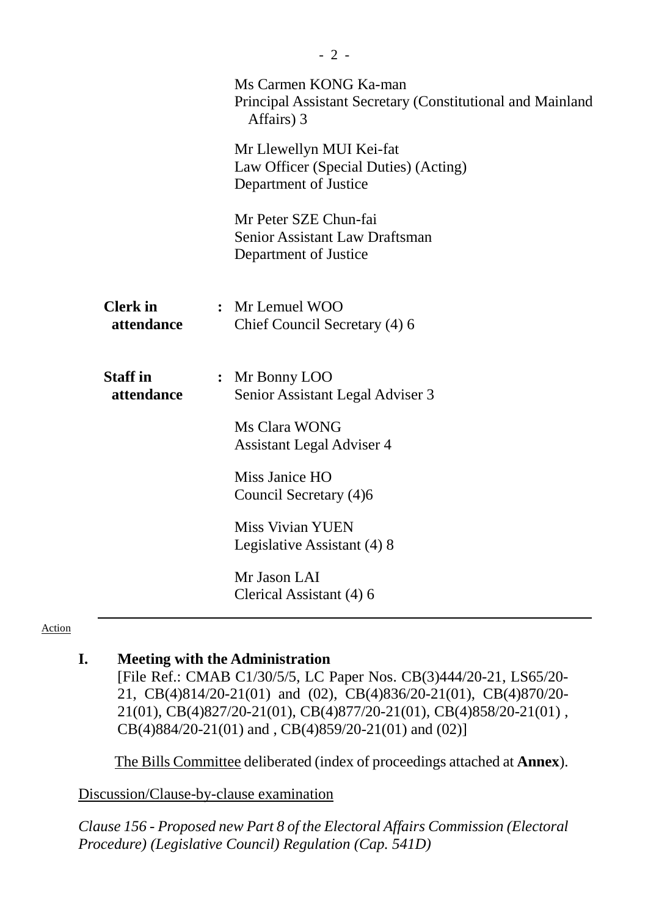Ms Carmen KONG Ka-man
Principal Assistant Secretary (Constitutional and Mainland Affairs) 3

Mr Llewellyn MUI Kei-fat
Law Officer (Special Duties) (Acting)
Department of Justice

Mr Peter SZE Chun-fai
Senior Assistant Law Draftsman
Department of Justice

**Clerk in attendance** : Mr Lemuel WOO
Chief Council Secretary (4) 6

**Staff in attendance** : Mr Bonny LOO
Senior Assistant Legal Adviser 3

Ms Clara WONG
Assistant Legal Adviser 4

Miss Janice HO
Council Secretary (4)6

Miss Vivian YUEN
Legislative Assistant (4) 8

Mr Jason LAI
Clerical Assistant (4) 6

---

Action

## I. Meeting with the Administration

[File Ref.: CMAB C1/30/5/5, LC Paper Nos. CB(3)444/20-21, LS65/20-21, CB(4)814/20-21(01) and (02), CB(4)836/20-21(01), CB(4)870/20-21(01), CB(4)827/20-21(01), CB(4)877/20-21(01), CB(4)858/20-21(01) , CB(4)884/20-21(01) and , CB(4)859/20-21(01) and (02)]

The Bills Committee deliberated (index of proceedings attached at **Annex**).

Discussion/Clause-by-clause examination

*Clause 156 - Proposed new Part 8 of the Electoral Affairs Commission (Electoral Procedure) (Legislative Council) Regulation (Cap. 541D)*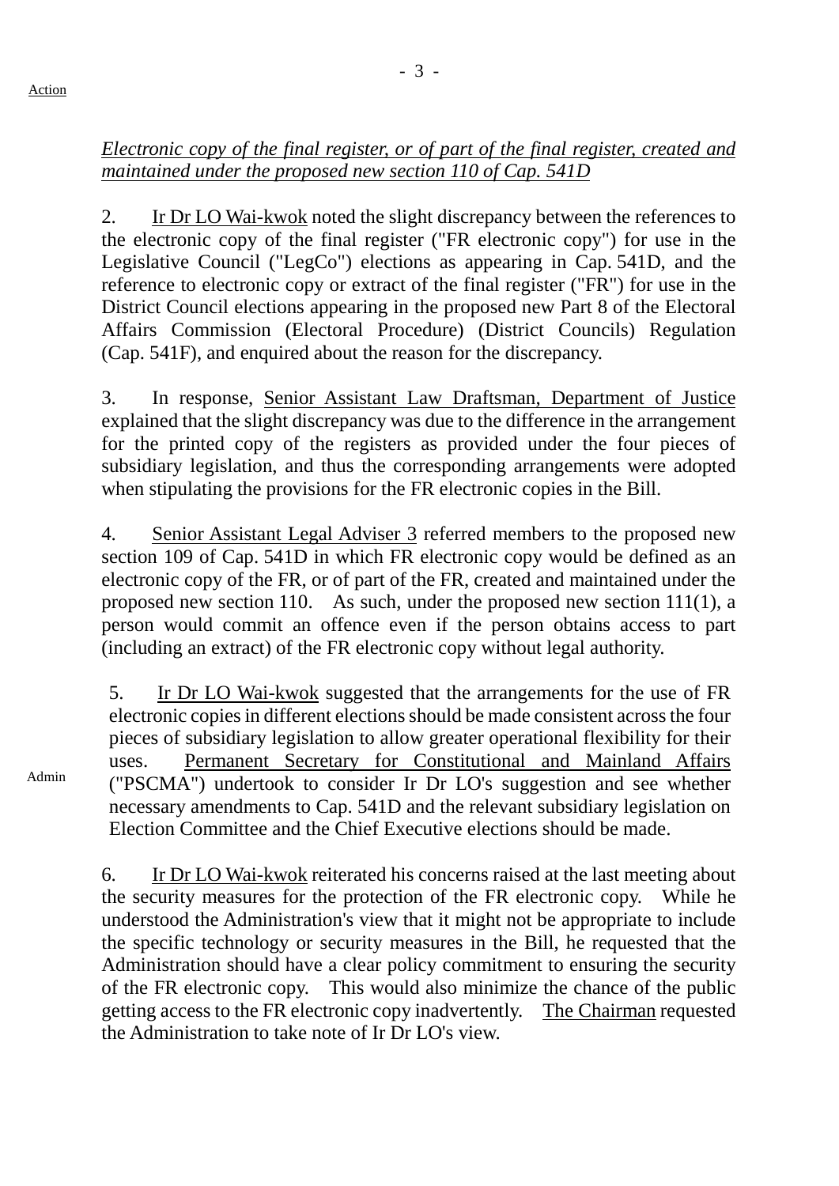Action

*Electronic copy of the final register, or of part of the final register, created and maintained under the proposed new section 110 of Cap. 541D*

2. Ir Dr LO Wai-kwok noted the slight discrepancy between the references to the electronic copy of the final register ("FR electronic copy") for use in the Legislative Council ("LegCo") elections as appearing in Cap. 541D, and the reference to electronic copy or extract of the final register ("FR") for use in the District Council elections appearing in the proposed new Part 8 of the Electoral Affairs Commission (Electoral Procedure) (District Councils) Regulation (Cap. 541F), and enquired about the reason for the discrepancy.

3. In response, Senior Assistant Law Draftsman, Department of Justice explained that the slight discrepancy was due to the difference in the arrangement for the printed copy of the registers as provided under the four pieces of subsidiary legislation, and thus the corresponding arrangements were adopted when stipulating the provisions for the FR electronic copies in the Bill.

4. Senior Assistant Legal Adviser 3 referred members to the proposed new section 109 of Cap. 541D in which FR electronic copy would be defined as an electronic copy of the FR, or of part of the FR, created and maintained under the proposed new section 110. As such, under the proposed new section 111(1), a person would commit an offence even if the person obtains access to part (including an extract) of the FR electronic copy without legal authority.

5. Ir Dr LO Wai-kwok suggested that the arrangements for the use of FR electronic copies in different elections should be made consistent across the four pieces of subsidiary legislation to allow greater operational flexibility for their uses. Permanent Secretary for Constitutional and Mainland Affairs ("PSCMA") undertook to consider Ir Dr LO's suggestion and see whether necessary amendments to Cap. 541D and the relevant subsidiary legislation on Election Committee and the Chief Executive elections should be made.

Admin

6. Ir Dr LO Wai-kwok reiterated his concerns raised at the last meeting about the security measures for the protection of the FR electronic copy. While he understood the Administration's view that it might not be appropriate to include the specific technology or security measures in the Bill, he requested that the Administration should have a clear policy commitment to ensuring the security of the FR electronic copy. This would also minimize the chance of the public getting access to the FR electronic copy inadvertently. The Chairman requested the Administration to take note of Ir Dr LO's view.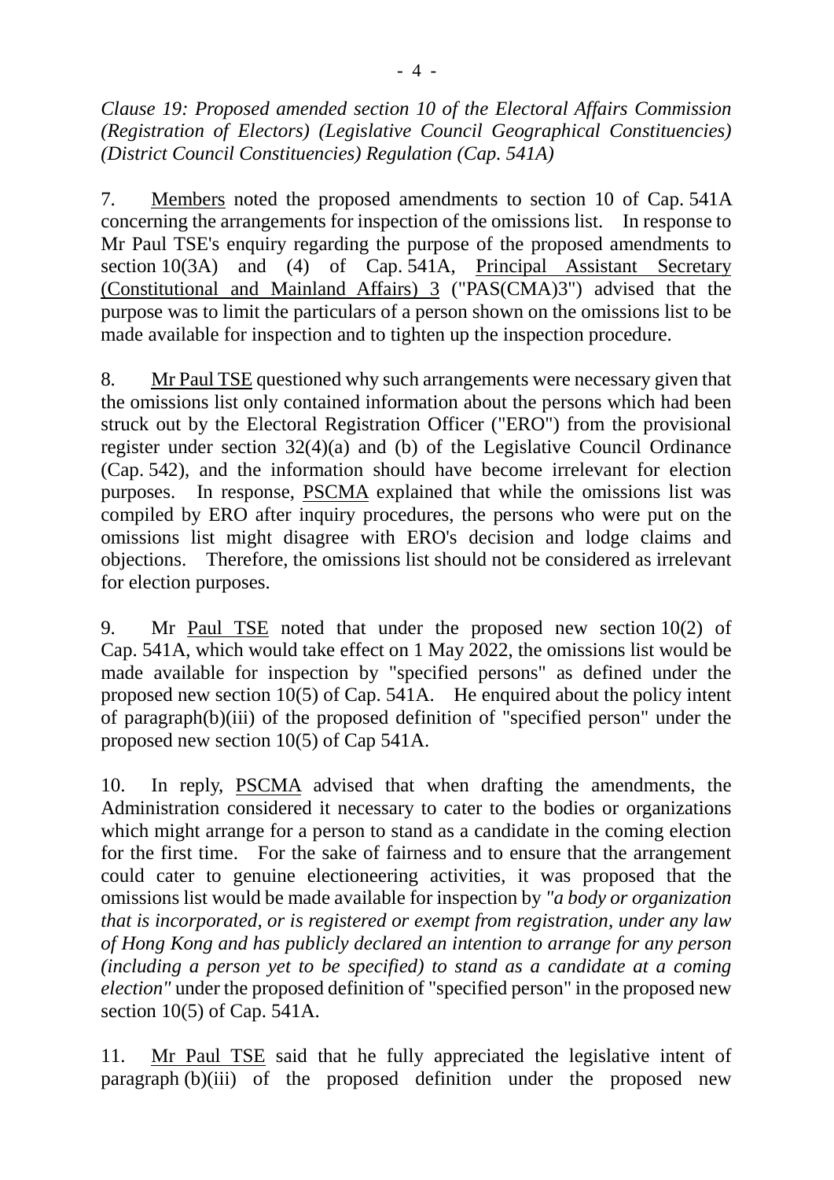*Clause 19: Proposed amended section 10 of the Electoral Affairs Commission (Registration of Electors) (Legislative Council Geographical Constituencies) (District Council Constituencies) Regulation (Cap. 541A)*

7. Members noted the proposed amendments to section 10 of Cap. 541A concerning the arrangements for inspection of the omissions list. In response to Mr Paul TSE's enquiry regarding the purpose of the proposed amendments to section 10(3A) and (4) of Cap. 541A, Principal Assistant Secretary (Constitutional and Mainland Affairs) 3 ("PAS(CMA)3") advised that the purpose was to limit the particulars of a person shown on the omissions list to be made available for inspection and to tighten up the inspection procedure.

8. Mr Paul TSE questioned why such arrangements were necessary given that the omissions list only contained information about the persons which had been struck out by the Electoral Registration Officer ("ERO") from the provisional register under section 32(4)(a) and (b) of the Legislative Council Ordinance (Cap. 542), and the information should have become irrelevant for election purposes. In response, PSCMA explained that while the omissions list was compiled by ERO after inquiry procedures, the persons who were put on the omissions list might disagree with ERO's decision and lodge claims and objections. Therefore, the omissions list should not be considered as irrelevant for election purposes.

9. Mr Paul TSE noted that under the proposed new section 10(2) of Cap. 541A, which would take effect on 1 May 2022, the omissions list would be made available for inspection by "specified persons" as defined under the proposed new section 10(5) of Cap. 541A. He enquired about the policy intent of paragraph(b)(iii) of the proposed definition of "specified person" under the proposed new section 10(5) of Cap 541A.

10. In reply, PSCMA advised that when drafting the amendments, the Administration considered it necessary to cater to the bodies or organizations which might arrange for a person to stand as a candidate in the coming election for the first time. For the sake of fairness and to ensure that the arrangement could cater to genuine electioneering activities, it was proposed that the omissions list would be made available for inspection by *"a body or organization that is incorporated, or is registered or exempt from registration, under any law of Hong Kong and has publicly declared an intention to arrange for any person (including a person yet to be specified) to stand as a candidate at a coming election"* under the proposed definition of "specified person" in the proposed new section 10(5) of Cap. 541A.

11. Mr Paul TSE said that he fully appreciated the legislative intent of paragraph (b)(iii) of the proposed definition under the proposed new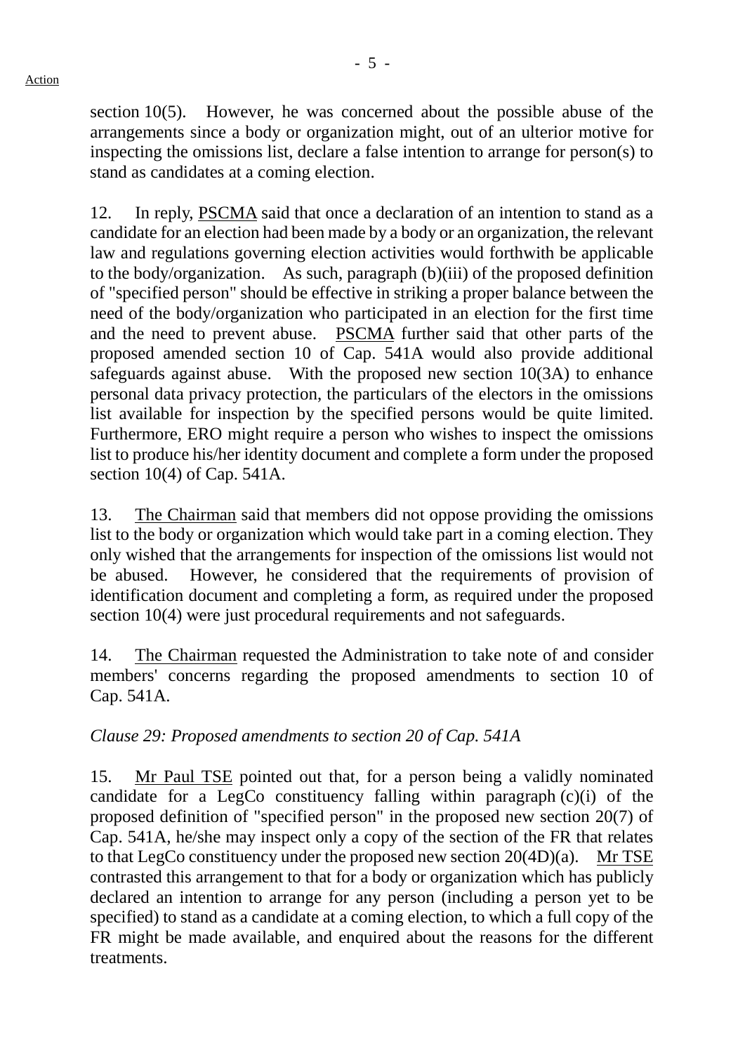section 10(5). However, he was concerned about the possible abuse of the arrangements since a body or organization might, out of an ulterior motive for inspecting the omissions list, declare a false intention to arrange for person(s) to stand as candidates at a coming election.

12. In reply, PSCMA said that once a declaration of an intention to stand as a candidate for an election had been made by a body or an organization, the relevant law and regulations governing election activities would forthwith be applicable to the body/organization. As such, paragraph (b)(iii) of the proposed definition of "specified person" should be effective in striking a proper balance between the need of the body/organization who participated in an election for the first time and the need to prevent abuse. PSCMA further said that other parts of the proposed amended section 10 of Cap. 541A would also provide additional safeguards against abuse. With the proposed new section 10(3A) to enhance personal data privacy protection, the particulars of the electors in the omissions list available for inspection by the specified persons would be quite limited. Furthermore, ERO might require a person who wishes to inspect the omissions list to produce his/her identity document and complete a form under the proposed section 10(4) of Cap. 541A.

13. The Chairman said that members did not oppose providing the omissions list to the body or organization which would take part in a coming election. They only wished that the arrangements for inspection of the omissions list would not be abused. However, he considered that the requirements of provision of identification document and completing a form, as required under the proposed section 10(4) were just procedural requirements and not safeguards.

14. The Chairman requested the Administration to take note of and consider members' concerns regarding the proposed amendments to section 10 of Cap. 541A.

*Clause 29: Proposed amendments to section 20 of Cap. 541A*

15. Mr Paul TSE pointed out that, for a person being a validly nominated candidate for a LegCo constituency falling within paragraph (c)(i) of the proposed definition of "specified person" in the proposed new section 20(7) of Cap. 541A, he/she may inspect only a copy of the section of the FR that relates to that LegCo constituency under the proposed new section 20(4D)(a). Mr TSE contrasted this arrangement to that for a body or organization which has publicly declared an intention to arrange for any person (including a person yet to be specified) to stand as a candidate at a coming election, to which a full copy of the FR might be made available, and enquired about the reasons for the different treatments.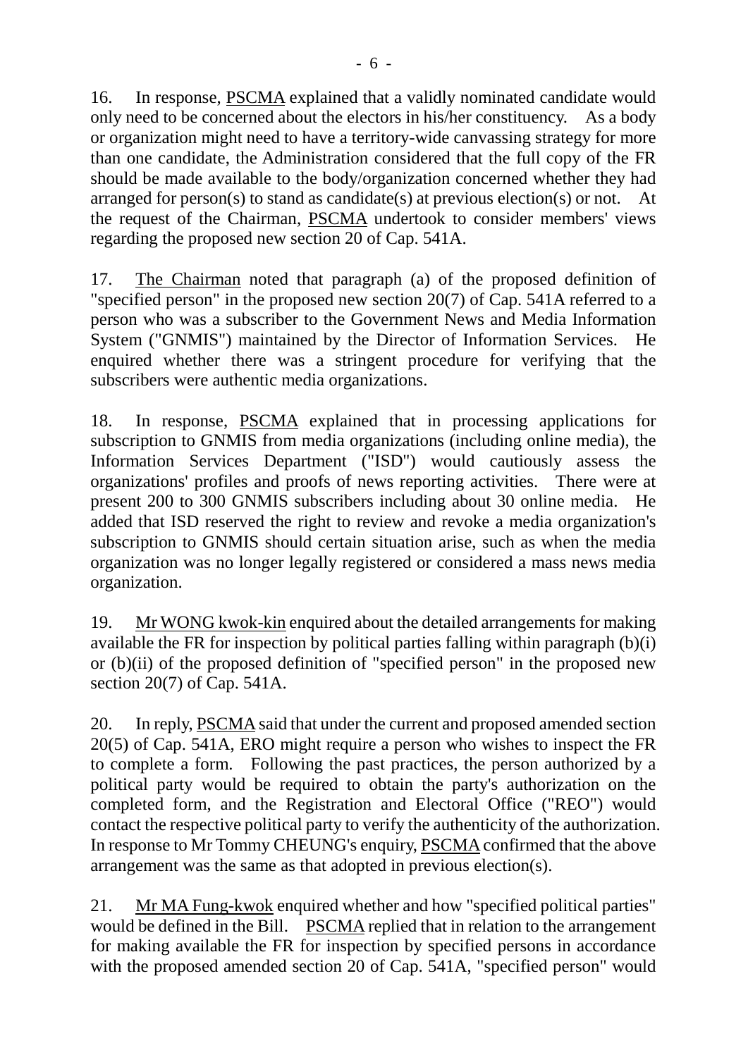16. In response, PSCMA explained that a validly nominated candidate would only need to be concerned about the electors in his/her constituency. As a body or organization might need to have a territory-wide canvassing strategy for more than one candidate, the Administration considered that the full copy of the FR should be made available to the body/organization concerned whether they had arranged for person(s) to stand as candidate(s) at previous election(s) or not. At the request of the Chairman, PSCMA undertook to consider members' views regarding the proposed new section 20 of Cap. 541A.

17. The Chairman noted that paragraph (a) of the proposed definition of "specified person" in the proposed new section 20(7) of Cap. 541A referred to a person who was a subscriber to the Government News and Media Information System ("GNMIS") maintained by the Director of Information Services. He enquired whether there was a stringent procedure for verifying that the subscribers were authentic media organizations.

18. In response, PSCMA explained that in processing applications for subscription to GNMIS from media organizations (including online media), the Information Services Department ("ISD") would cautiously assess the organizations' profiles and proofs of news reporting activities. There were at present 200 to 300 GNMIS subscribers including about 30 online media. He added that ISD reserved the right to review and revoke a media organization's subscription to GNMIS should certain situation arise, such as when the media organization was no longer legally registered or considered a mass news media organization.

19. Mr WONG kwok-kin enquired about the detailed arrangements for making available the FR for inspection by political parties falling within paragraph (b)(i) or (b)(ii) of the proposed definition of "specified person" in the proposed new section 20(7) of Cap. 541A.

20. In reply, PSCMA said that under the current and proposed amended section 20(5) of Cap. 541A, ERO might require a person who wishes to inspect the FR to complete a form. Following the past practices, the person authorized by a political party would be required to obtain the party's authorization on the completed form, and the Registration and Electoral Office ("REO") would contact the respective political party to verify the authenticity of the authorization. In response to Mr Tommy CHEUNG's enquiry, PSCMA confirmed that the above arrangement was the same as that adopted in previous election(s).

21. Mr MA Fung-kwok enquired whether and how "specified political parties" would be defined in the Bill. PSCMA replied that in relation to the arrangement for making available the FR for inspection by specified persons in accordance with the proposed amended section 20 of Cap. 541A, "specified person" would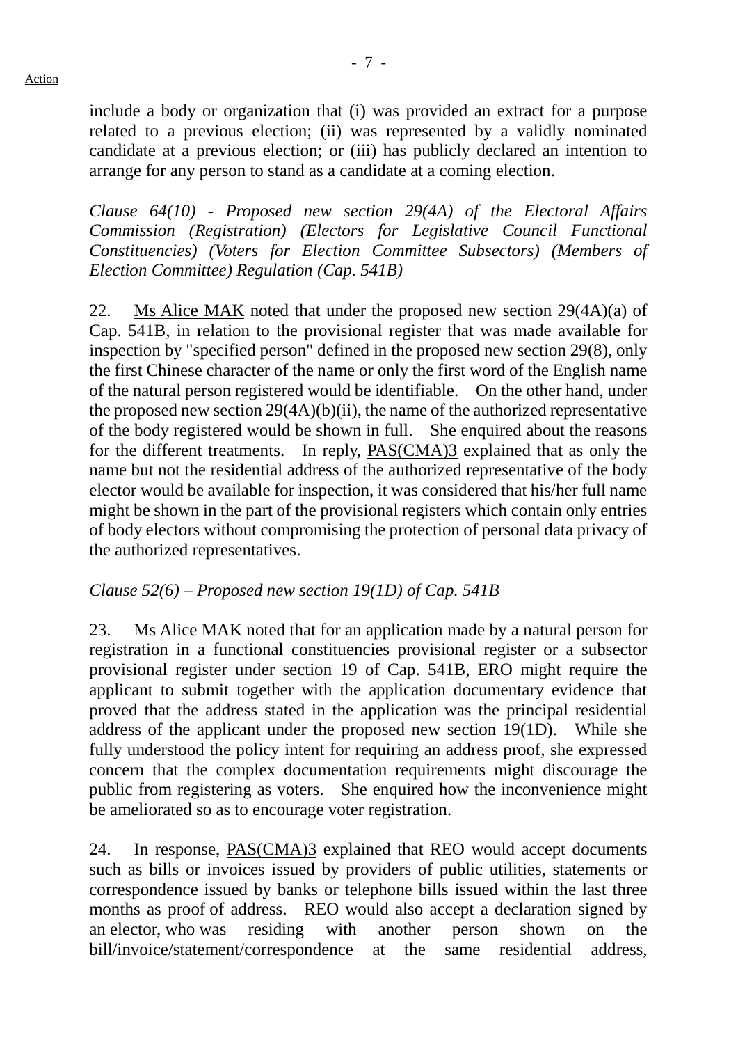include a body or organization that (i) was provided an extract for a purpose related to a previous election; (ii) was represented by a validly nominated candidate at a previous election; or (iii) has publicly declared an intention to arrange for any person to stand as a candidate at a coming election.

*Clause 64(10) - Proposed new section 29(4A) of the Electoral Affairs Commission (Registration) (Electors for Legislative Council Functional Constituencies) (Voters for Election Committee Subsectors) (Members of Election Committee) Regulation (Cap. 541B)*

22. Ms Alice MAK noted that under the proposed new section 29(4A)(a) of Cap. 541B, in relation to the provisional register that was made available for inspection by "specified person" defined in the proposed new section 29(8), only the first Chinese character of the name or only the first word of the English name of the natural person registered would be identifiable. On the other hand, under the proposed new section 29(4A)(b)(ii), the name of the authorized representative of the body registered would be shown in full. She enquired about the reasons for the different treatments. In reply, PAS(CMA)3 explained that as only the name but not the residential address of the authorized representative of the body elector would be available for inspection, it was considered that his/her full name might be shown in the part of the provisional registers which contain only entries of body electors without compromising the protection of personal data privacy of the authorized representatives.

*Clause 52(6) – Proposed new section 19(1D) of Cap. 541B*

23. Ms Alice MAK noted that for an application made by a natural person for registration in a functional constituencies provisional register or a subsector provisional register under section 19 of Cap. 541B, ERO might require the applicant to submit together with the application documentary evidence that proved that the address stated in the application was the principal residential address of the applicant under the proposed new section 19(1D). While she fully understood the policy intent for requiring an address proof, she expressed concern that the complex documentation requirements might discourage the public from registering as voters. She enquired how the inconvenience might be ameliorated so as to encourage voter registration.

24. In response, PAS(CMA)3 explained that REO would accept documents such as bills or invoices issued by providers of public utilities, statements or correspondence issued by banks or telephone bills issued within the last three months as proof of address. REO would also accept a declaration signed by an elector, who was residing with another person shown on the bill/invoice/statement/correspondence at the same residential address,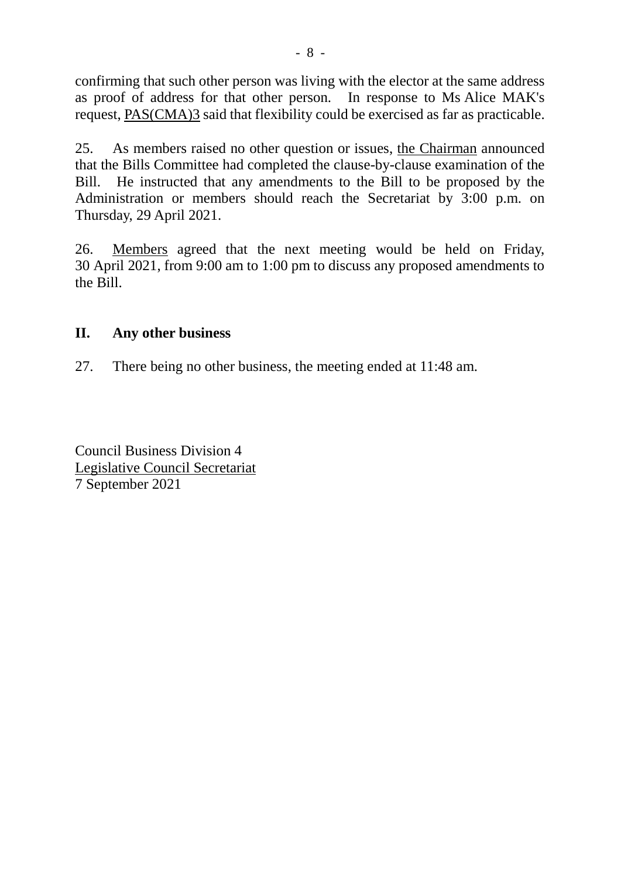confirming that such other person was living with the elector at the same address as proof of address for that other person. In response to Ms Alice MAK's request, PAS(CMA)3 said that flexibility could be exercised as far as practicable.

25. As members raised no other question or issues, the Chairman announced that the Bills Committee had completed the clause-by-clause examination of the Bill. He instructed that any amendments to the Bill to be proposed by the Administration or members should reach the Secretariat by 3:00 p.m. on Thursday, 29 April 2021.

26. Members agreed that the next meeting would be held on Friday, 30 April 2021, from 9:00 am to 1:00 pm to discuss any proposed amendments to the Bill.

## II. Any other business

27. There being no other business, the meeting ended at 11:48 am.

Council Business Division 4
Legislative Council Secretariat
7 September 2021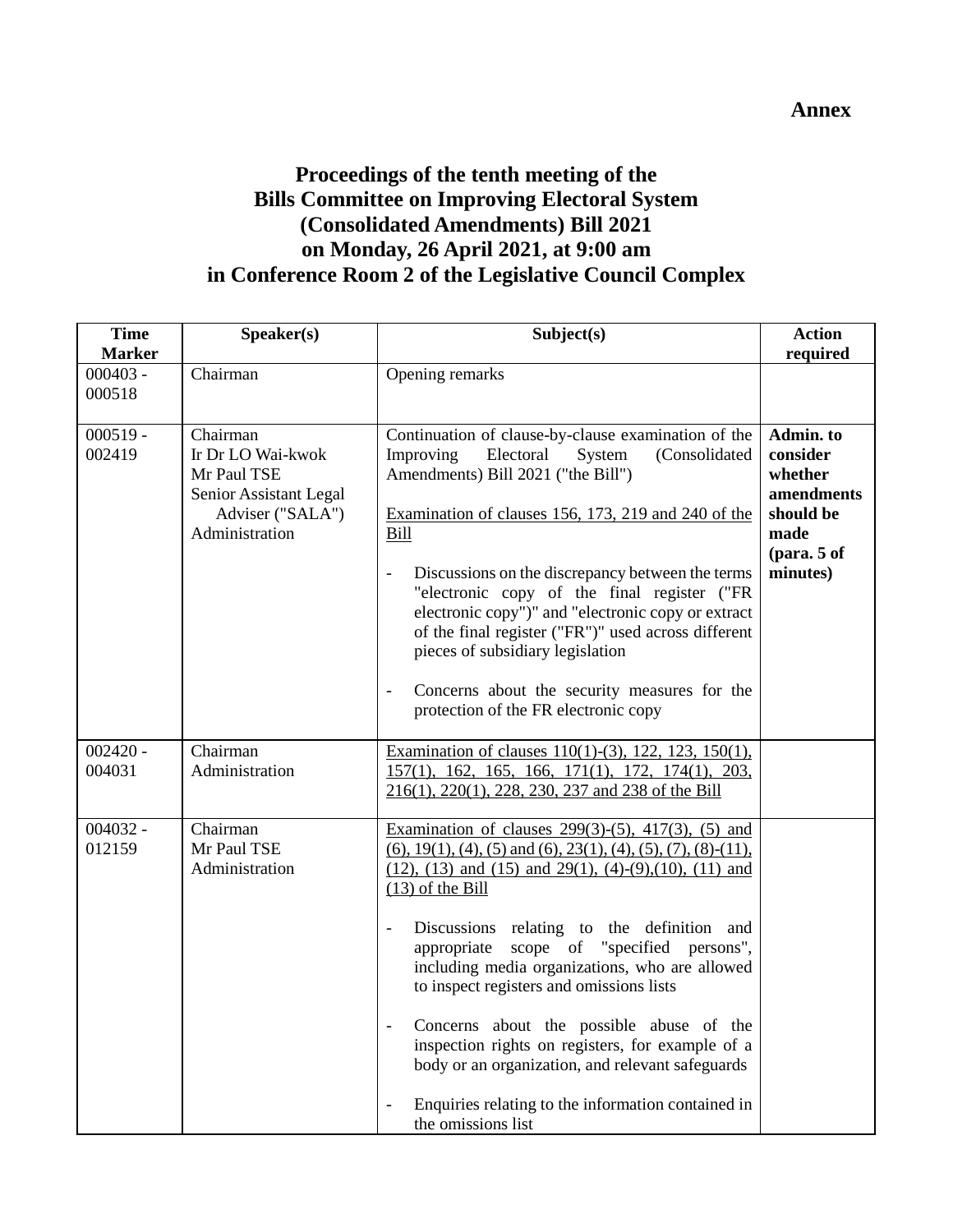**Annex**

# Proceedings of the tenth meeting of the Bills Committee on Improving Electoral System (Consolidated Amendments) Bill 2021 on Monday, 26 April 2021, at 9:00 am in Conference Room 2 of the Legislative Council Complex

| Time Marker | Speaker(s) | Subject(s) | Action required |
|---|---|---|---|
| 000403 - 000518 | Chairman | Opening remarks | |
| 000519 - 002419 | Chairman<br>Ir Dr LO Wai-kwok<br>Mr Paul TSE<br>Senior Assistant Legal Adviser ("SALA")<br>Administration | Continuation of clause-by-clause examination of the Improving Electoral System (Consolidated Amendments) Bill 2021 ("the Bill")<br><br><u>Examination of clauses 156, 173, 219 and 240 of the Bill</u><br><br>- Discussions on the discrepancy between the terms "electronic copy of the final register ("FR electronic copy")" and "electronic copy or extract of the final register ("FR")" used across different pieces of subsidiary legislation<br><br>- Concerns about the security measures for the protection of the FR electronic copy | **Admin. to consider whether amendments should be made (para. 5 of minutes)** |
| 002420 - 004031 | Chairman<br>Administration | <u>Examination of clauses 110(1)-(3), 122, 123, 150(1), 157(1), 162, 165, 166, 171(1), 172, 174(1), 203, 216(1), 220(1), 228, 230, 237 and 238 of the Bill</u> | |
| 004032 - 012159 | Chairman<br>Mr Paul TSE<br>Administration | <u>Examination of clauses 299(3)-(5), 417(3), (5) and (6), 19(1), (4), (5) and (6), 23(1), (4), (5), (7), (8)-(11), (12), (13) and (15) and 29(1), (4)-(9),(10), (11) and (13) of the Bill</u><br><br>- Discussions relating to the definition and appropriate scope of "specified persons", including media organizations, who are allowed to inspect registers and omissions lists<br><br>- Concerns about the possible abuse of the inspection rights on registers, for example of a body or an organization, and relevant safeguards<br><br>- Enquiries relating to the information contained in the omissions list | |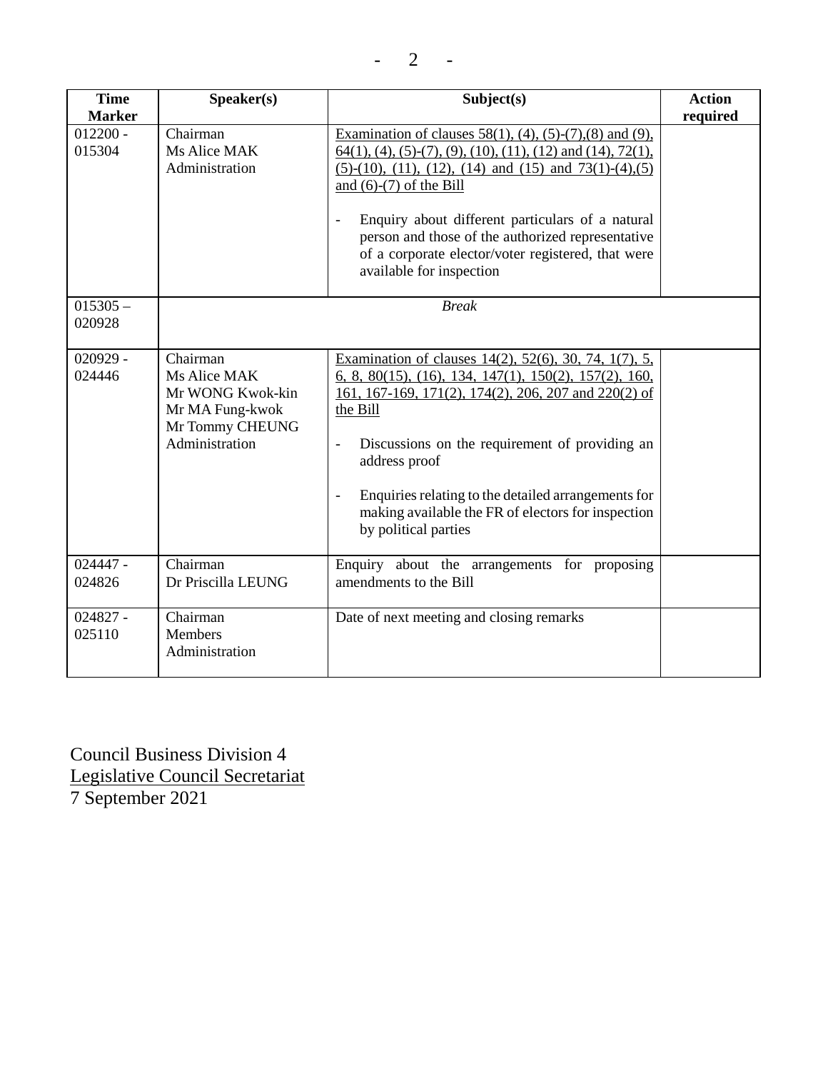| Time Marker | Speaker(s) | Subject(s) | Action required |
|---|---|---|---|
| 012200 - 015304 | Chairman<br>Ms Alice MAK<br>Administration | Examination of clauses 58(1), (4), (5)-(7),(8) and (9), 64(1), (4), (5)-(7), (9), (10), (11), (12) and (14), 72(1), (5)-(10), (11), (12), (14) and (15) and 73(1)-(4),(5) and (6)-(7) of the Bill<br><br>- Enquiry about different particulars of a natural person and those of the authorized representative of a corporate elector/voter registered, that were available for inspection | |
| 015305 – 020928 | *Break* | | |
| 020929 - 024446 | Chairman<br>Ms Alice MAK<br>Mr WONG Kwok-kin<br>Mr MA Fung-kwok<br>Mr Tommy CHEUNG<br>Administration | Examination of clauses 14(2), 52(6), 30, 74, 1(7), 5, 6, 8, 80(15), (16), 134, 147(1), 150(2), 157(2), 160, 161, 167-169, 171(2), 174(2), 206, 207 and 220(2) of the Bill<br><br>- Discussions on the requirement of providing an address proof<br><br>- Enquiries relating to the detailed arrangements for making available the FR of electors for inspection by political parties | |
| 024447 - 024826 | Chairman<br>Dr Priscilla LEUNG | Enquiry about the arrangements for proposing amendments to the Bill | |
| 024827 - 025110 | Chairman<br>Members<br>Administration | Date of next meeting and closing remarks | |

Council Business Division 4
Legislative Council Secretariat
7 September 2021